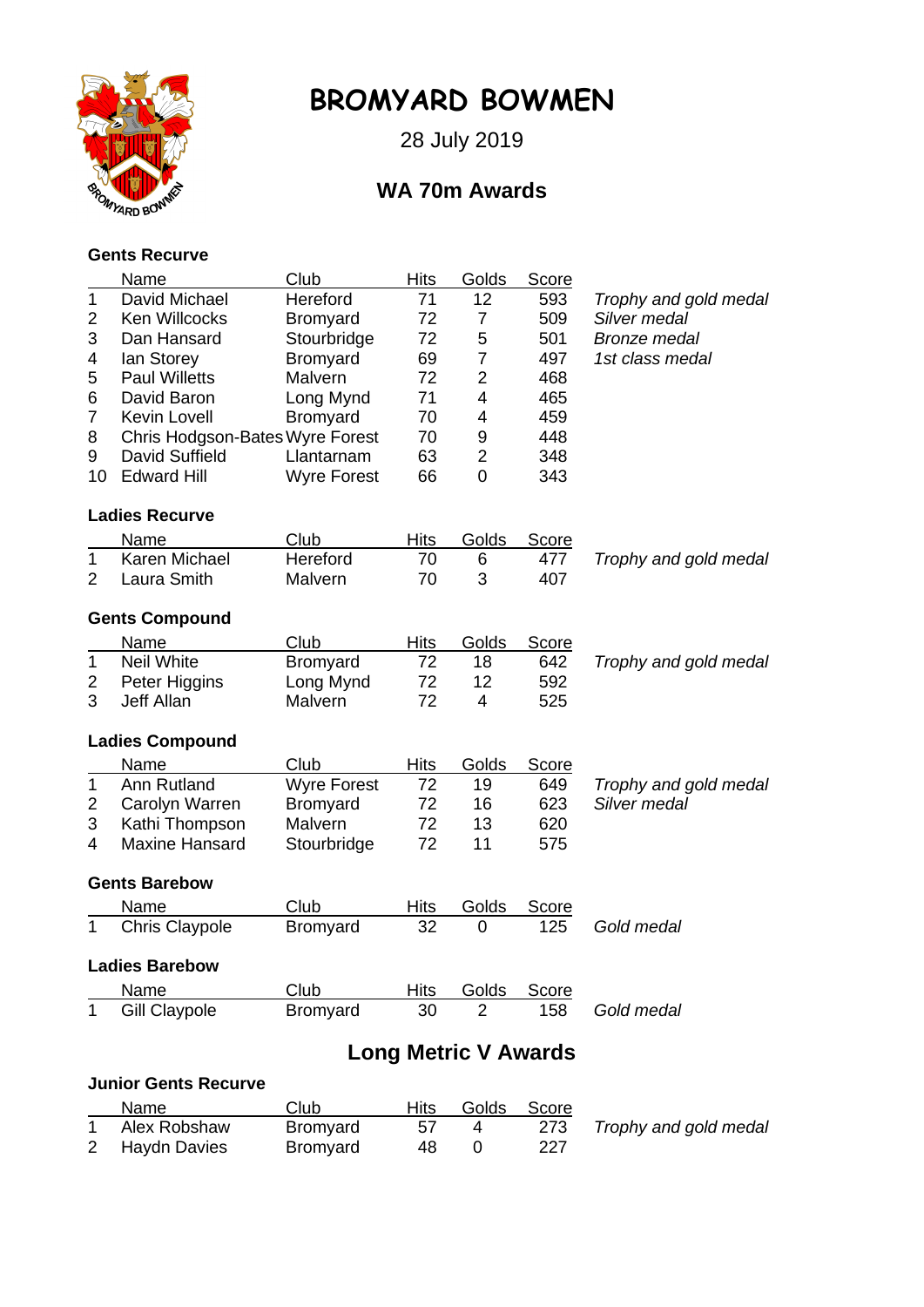# BROMYARD BOWMEN

28 July 2019

## WA 70m Awards

### Gents Recurve

| | Name | Club | Hits | Golds | Score | |
|---|---|---|---|---|---|---|
| 1 | David Michael | Hereford | 71 | 12 | 593 | *Trophy and gold medal* |
| 2 | Ken Willcocks | Bromyard | 72 | 7 | 509 | *Silver medal* |
| 3 | Dan Hansard | Stourbridge | 72 | 5 | 501 | *Bronze medal* |
| 4 | Ian Storey | Bromyard | 69 | 7 | 497 | *1st class medal* |
| 5 | Paul Willetts | Malvern | 72 | 2 | 468 | |
| 6 | David Baron | Long Mynd | 71 | 4 | 465 | |
| 7 | Kevin Lovell | Bromyard | 70 | 4 | 459 | |
| 8 | Chris Hodgson-Bates | Wyre Forest | 70 | 9 | 448 | |
| 9 | David Suffield | Llantarnam | 63 | 2 | 348 | |
| 10 | Edward Hill | Wyre Forest | 66 | 0 | 343 | |

### Ladies Recurve

| | Name | Club | Hits | Golds | Score | |
|---|---|---|---|---|---|---|
| 1 | Karen Michael | Hereford | 70 | 6 | 477 | *Trophy and gold medal* |
| 2 | Laura Smith | Malvern | 70 | 3 | 407 | |

### Gents Compound

| | Name | Club | Hits | Golds | Score | |
|---|---|---|---|---|---|---|
| 1 | Neil White | Bromyard | 72 | 18 | 642 | *Trophy and gold medal* |
| 2 | Peter Higgins | Long Mynd | 72 | 12 | 592 | |
| 3 | Jeff Allan | Malvern | 72 | 4 | 525 | |

### Ladies Compound

| | Name | Club | Hits | Golds | Score | |
|---|---|---|---|---|---|---|
| 1 | Ann Rutland | Wyre Forest | 72 | 19 | 649 | *Trophy and gold medal* |
| 2 | Carolyn Warren | Bromyard | 72 | 16 | 623 | *Silver medal* |
| 3 | Kathi Thompson | Malvern | 72 | 13 | 620 | |
| 4 | Maxine Hansard | Stourbridge | 72 | 11 | 575 | |

### Gents Barebow

| | Name | Club | Hits | Golds | Score | |
|---|---|---|---|---|---|---|
| 1 | Chris Claypole | Bromyard | 32 | 0 | 125 | *Gold medal* |

### Ladies Barebow

| | Name | Club | Hits | Golds | Score | |
|---|---|---|---|---|---|---|
| 1 | Gill Claypole | Bromyard | 30 | 2 | 158 | *Gold medal* |

## Long Metric V Awards

### Junior Gents Recurve

| | Name | Club | Hits | Golds | Score | |
|---|---|---|---|---|---|---|
| 1 | Alex Robshaw | Bromyard | 57 | 4 | 273 | *Trophy and gold medal* |
| 2 | Haydn Davies | Bromyard | 48 | 0 | 227 | |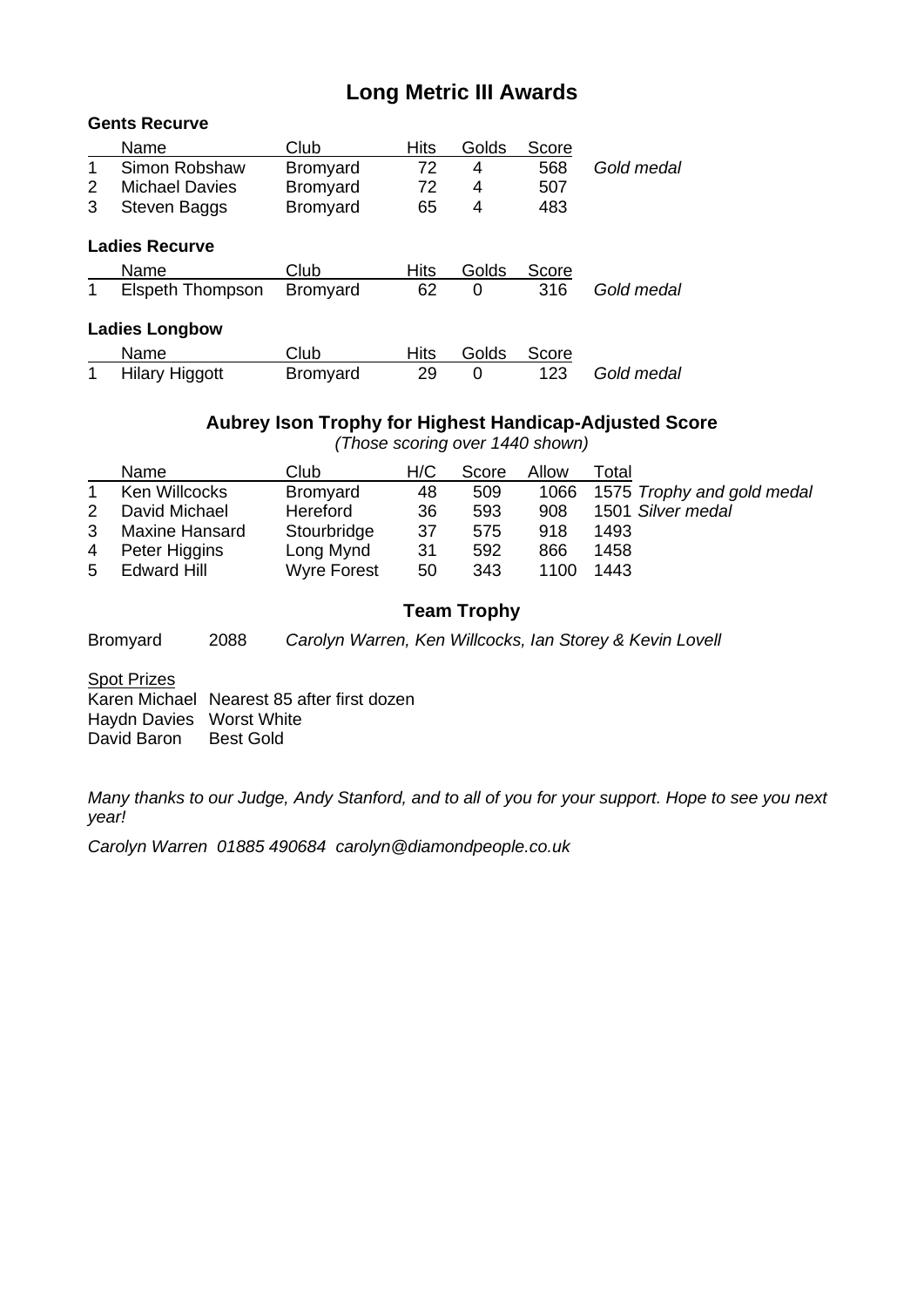# Long Metric III Awards

**Gents Recurve**

| | Name | Club | Hits | Golds | Score | |
|---|---|---|---|---|---|---|
| 1 | Simon Robshaw | Bromyard | 72 | 4 | 568 | *Gold medal* |
| 2 | Michael Davies | Bromyard | 72 | 4 | 507 | |
| 3 | Steven Baggs | Bromyard | 65 | 4 | 483 | |

**Ladies Recurve**

| | Name | Club | Hits | Golds | Score | |
|---|---|---|---|---|---|---|
| 1 | Elspeth Thompson | Bromyard | 62 | 0 | 316 | *Gold medal* |

**Ladies Longbow**

| | Name | Club | Hits | Golds | Score | |
|---|---|---|---|---|---|---|
| 1 | Hilary Higgott | Bromyard | 29 | 0 | 123 | *Gold medal* |

## Aubrey Ison Trophy for Highest Handicap-Adjusted Score

*(Those scoring over 1440 shown)*

| | Name | Club | H/C | Score | Allow | Total | |
|---|---|---|---|---|---|---|---|
| 1 | Ken Willcocks | Bromyard | 48 | 509 | 1066 | 1575 | *Trophy and gold medal* |
| 2 | David Michael | Hereford | 36 | 593 | 908 | 1501 | *Silver medal* |
| 3 | Maxine Hansard | Stourbridge | 37 | 575 | 918 | 1493 | |
| 4 | Peter Higgins | Long Mynd | 31 | 592 | 866 | 1458 | |
| 5 | Edward Hill | Wyre Forest | 50 | 343 | 1100 | 1443 | |

## Team Trophy

Bromyard 2088 *Carolyn Warren, Ken Willcocks, Ian Storey & Kevin Lovell*

Spot Prizes

Karen Michael Nearest 85 after first dozen
Haydn Davies Worst White
David Baron Best Gold

*Many thanks to our Judge, Andy Stanford, and to all of you for your support. Hope to see you next year!*

*Carolyn Warren 01885 490684 carolyn@diamondpeople.co.uk*